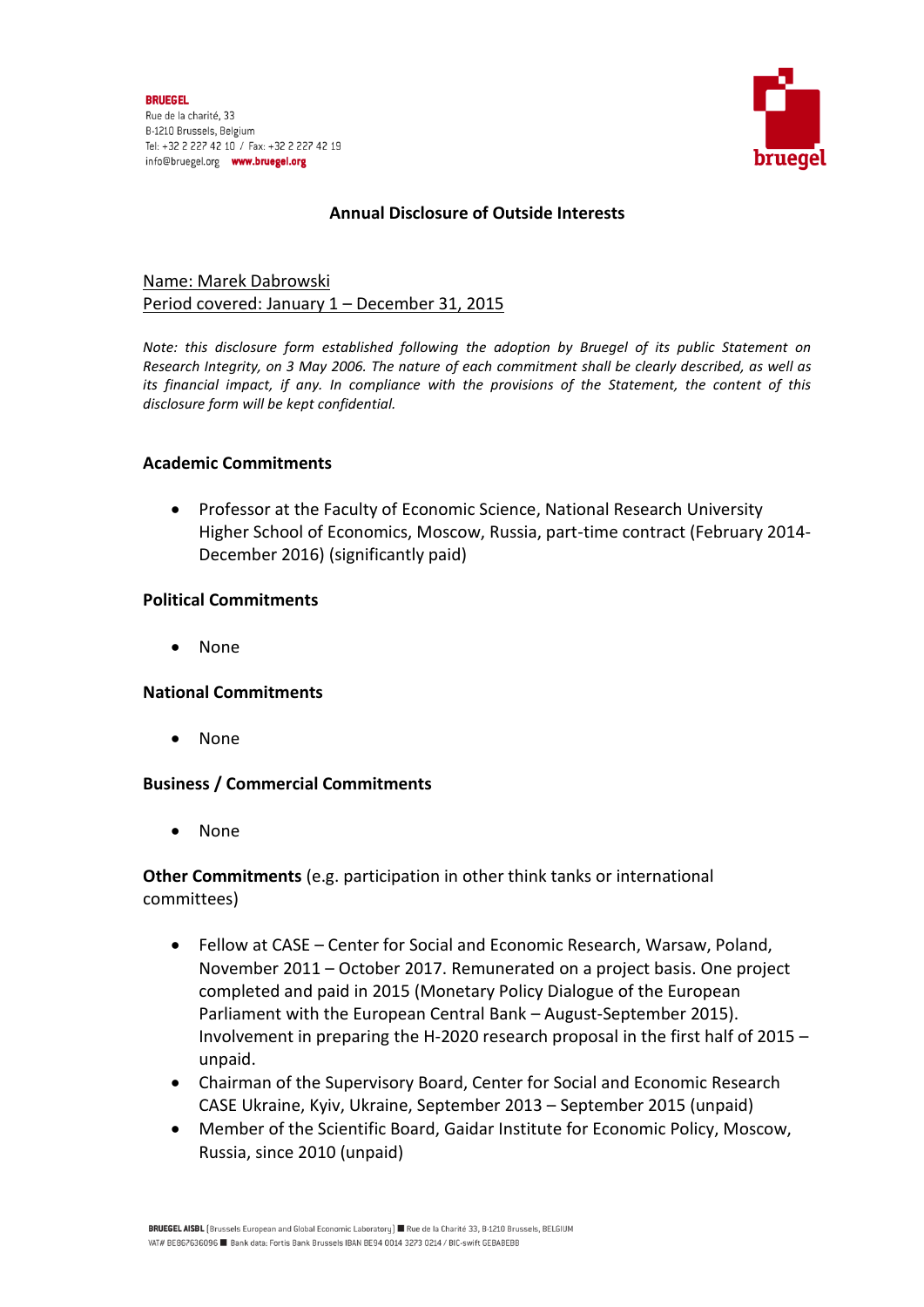BRUEGEL
Rue de la charité, 33
B-1210 Brussels, Belgium
Tel: +32 2 227 42 10 / Fax: +32 2 227 42 19
info@bruegel.org www.bruegel.org

# Annual Disclosure of Outside Interests

Name: Marek Dabrowski
Period covered: January 1 – December 31, 2015

*Note: this disclosure form established following the adoption by Bruegel of its public Statement on Research Integrity, on 3 May 2006. The nature of each commitment shall be clearly described, as well as its financial impact, if any. In compliance with the provisions of the Statement, the content of this disclosure form will be kept confidential.*

**Academic Commitments**

- Professor at the Faculty of Economic Science, National Research University Higher School of Economics, Moscow, Russia, part-time contract (February 2014-December 2016) (significantly paid)

**Political Commitments**

- None

**National Commitments**

- None

**Business / Commercial Commitments**

- None

**Other Commitments** (e.g. participation in other think tanks or international committees)

- Fellow at CASE – Center for Social and Economic Research, Warsaw, Poland, November 2011 – October 2017. Remunerated on a project basis. One project completed and paid in 2015 (Monetary Policy Dialogue of the European Parliament with the European Central Bank – August-September 2015). Involvement in preparing the H-2020 research proposal in the first half of 2015 – unpaid.
- Chairman of the Supervisory Board, Center for Social and Economic Research CASE Ukraine, Kyiv, Ukraine, September 2013 – September 2015 (unpaid)
- Member of the Scientific Board, Gaidar Institute for Economic Policy, Moscow, Russia, since 2010 (unpaid)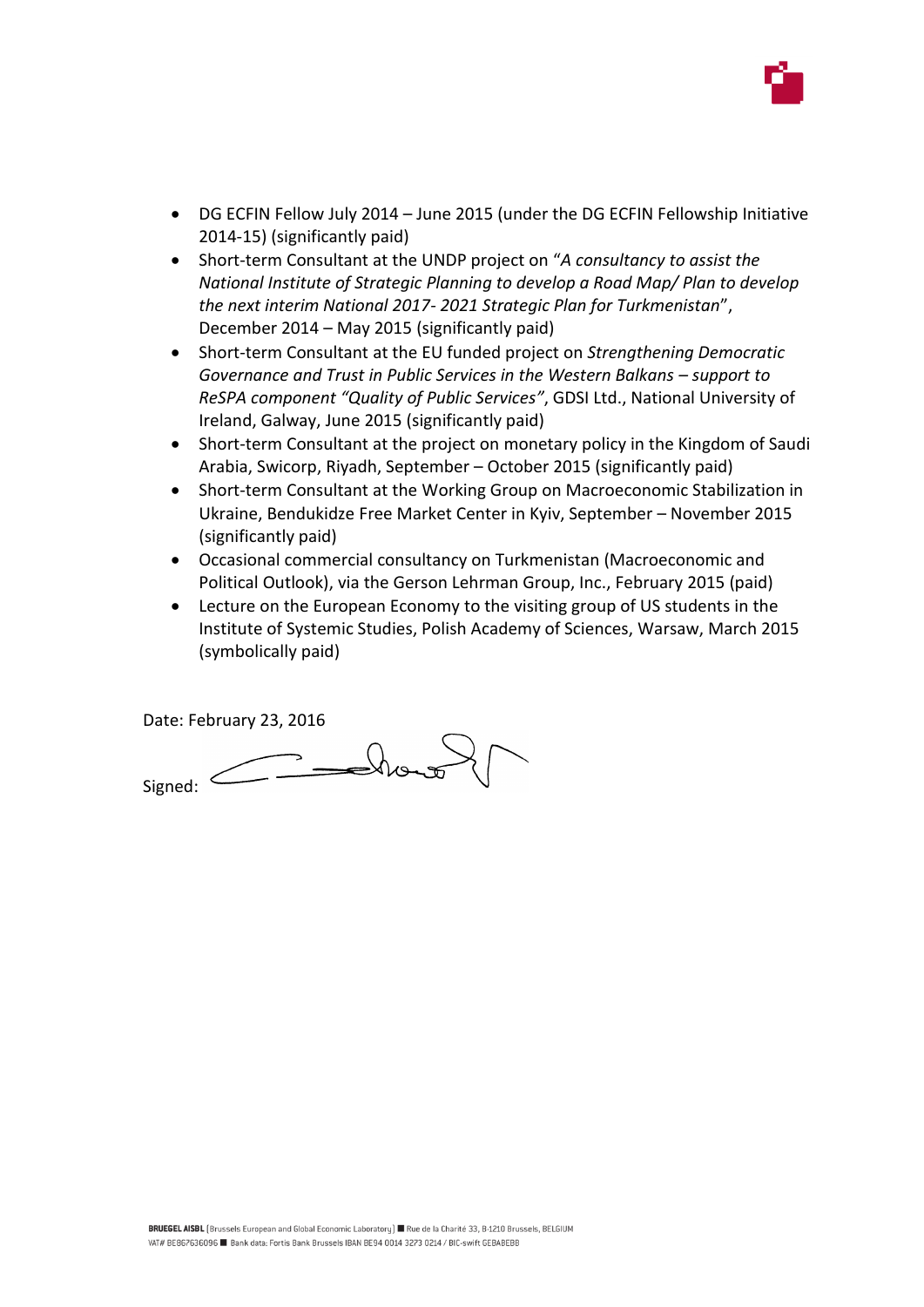- DG ECFIN Fellow July 2014 – June 2015 (under the DG ECFIN Fellowship Initiative 2014-15) (significantly paid)
- Short-term Consultant at the UNDP project on "*A consultancy to assist the National Institute of Strategic Planning to develop a Road Map/ Plan to develop the next interim National 2017- 2021 Strategic Plan for Turkmenistan*", December 2014 – May 2015 (significantly paid)
- Short-term Consultant at the EU funded project on *Strengthening Democratic Governance and Trust in Public Services in the Western Balkans – support to ReSPA component "Quality of Public Services"*, GDSI Ltd., National University of Ireland, Galway, June 2015 (significantly paid)
- Short-term Consultant at the project on monetary policy in the Kingdom of Saudi Arabia, Swicorp, Riyadh, September – October 2015 (significantly paid)
- Short-term Consultant at the Working Group on Macroeconomic Stabilization in Ukraine, Bendukidze Free Market Center in Kyiv, September – November 2015 (significantly paid)
- Occasional commercial consultancy on Turkmenistan (Macroeconomic and Political Outlook), via the Gerson Lehrman Group, Inc., February 2015 (paid)
- Lecture on the European Economy to the visiting group of US students in the Institute of Systemic Studies, Polish Academy of Sciences, Warsaw, March 2015 (symbolically paid)

Date: February 23, 2016

Signed: